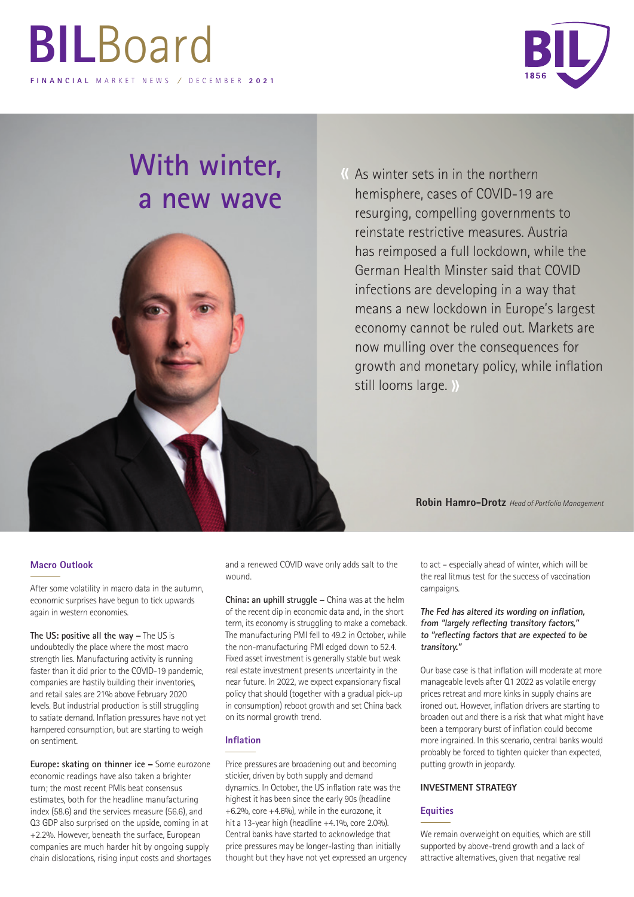# BILBoard

**FINANCIAL** MARKET NEWS / DECEMBER **2021**

## With winter, a new wave

« As winter sets in in the northern hemisphere, cases of COVID-19 are resurging, compelling governments to reinstate restrictive measures. Austria has reimposed a full lockdown, while the German Health Minster said that COVID infections are developing in a way that means a new lockdown in Europe's largest economy cannot be ruled out. Markets are now mulling over the consequences for growth and monetary policy, while inflation still looms large. »

**Robin Hamro-Drotz** *Head of Portfolio Management*

### Macro Outlook

After some volatility in macro data in the autumn, economic surprises have begun to tick upwards again in western economies.

**The US: positive all the way –** The US is undoubtedly the place where the most macro strength lies. Manufacturing activity is running faster than it did prior to the COVID-19 pandemic, companies are hastily building their inventories, and retail sales are 21% above February 2020 levels. But industrial production is still struggling to satiate demand. Inflation pressures have not yet hampered consumption, but are starting to weigh on sentiment.

**Europe: skating on thinner ice –** Some eurozone economic readings have also taken a brighter turn; the most recent PMIs beat consensus estimates, both for the headline manufacturing index (58.6) and the services measure (56.6), and Q3 GDP also surprised on the upside, coming in at +2.2%. However, beneath the surface, European companies are much harder hit by ongoing supply chain dislocations, rising input costs and shortages and a renewed COVID wave only adds salt to the wound.

**China: an uphill struggle –** China was at the helm of the recent dip in economic data and, in the short term, its economy is struggling to make a comeback. The manufacturing PMI fell to 49.2 in October, while the non-manufacturing PMI edged down to 52.4. Fixed asset investment is generally stable but weak real estate investment presents uncertainty in the near future. In 2022, we expect expansionary fiscal policy that should (together with a gradual pick-up in consumption) reboot growth and set China back on its normal growth trend.

### Inflation

Price pressures are broadening out and becoming stickier, driven by both supply and demand dynamics. In October, the US inflation rate was the highest it has been since the early 90s (headline +6.2%, core +4.6%), while in the eurozone, it hit a 13-year high (headline +4.1%, core 2.0%). Central banks have started to acknowledge that price pressures may be longer-lasting than initially thought but they have not yet expressed an urgency to act – especially ahead of winter, which will be the real litmus test for the success of vaccination campaigns.

***The Fed has altered its wording on inflation, from "largely reflecting transitory factors," to "reflecting factors that are expected to be transitory."***

Our base case is that inflation will moderate at more manageable levels after Q1 2022 as volatile energy prices retreat and more kinks in supply chains are ironed out. However, inflation drivers are starting to broaden out and there is a risk that what might have been a temporary burst of inflation could become more ingrained. In this scenario, central banks would probably be forced to tighten quicker than expected, putting growth in jeopardy.

## INVESTMENT STRATEGY

### Equities

We remain overweight on equities, which are still supported by above-trend growth and a lack of attractive alternatives, given that negative real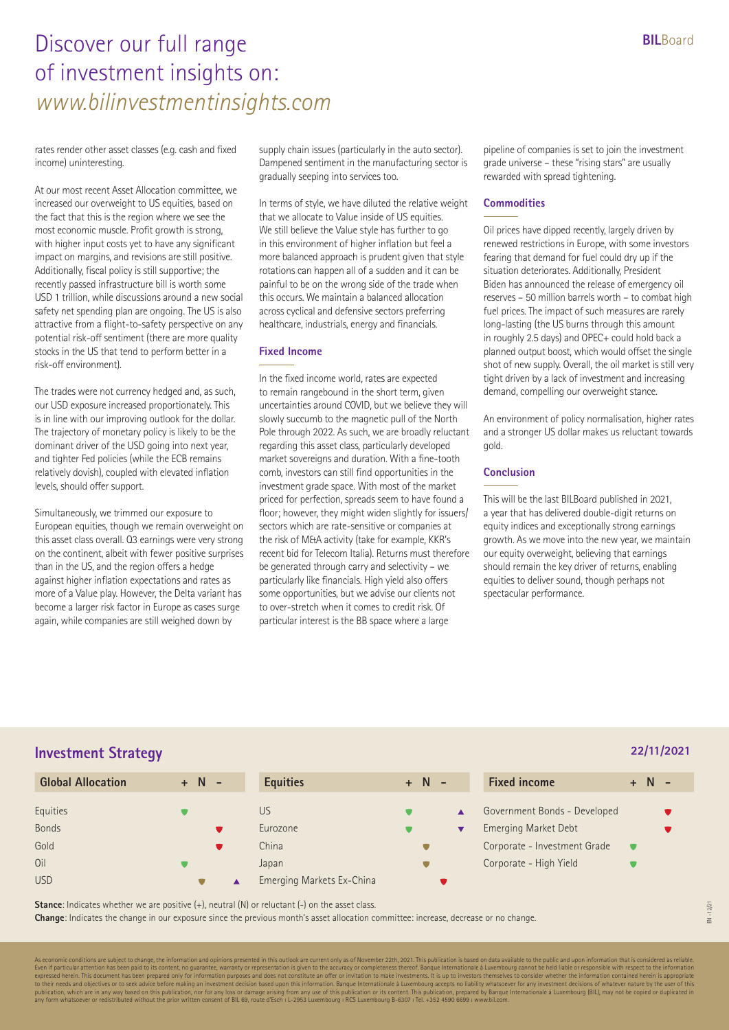# Discover our full range of investment insights on: *www.bilinvestmentinsights.com*

rates render other asset classes (e.g. cash and fixed income) uninteresting.

At our most recent Asset Allocation committee, we increased our overweight to US equities, based on the fact that this is the region where we see the most economic muscle. Profit growth is strong, with higher input costs yet to have any significant impact on margins, and revisions are still positive. Additionally, fiscal policy is still supportive; the recently passed infrastructure bill is worth some USD 1 trillion, while discussions around a new social safety net spending plan are ongoing. The US is also attractive from a flight-to-safety perspective on any potential risk-off sentiment (there are more quality stocks in the US that tend to perform better in a risk-off environment).

The trades were not currency hedged and, as such, our USD exposure increased proportionately. This is in line with our improving outlook for the dollar. The trajectory of monetary policy is likely to be the dominant driver of the USD going into next year, and tighter Fed policies (while the ECB remains relatively dovish), coupled with elevated inflation levels, should offer support.

Simultaneously, we trimmed our exposure to European equities, though we remain overweight on this asset class overall. Q3 earnings were very strong on the continent, albeit with fewer positive surprises than in the US, and the region offers a hedge against higher inflation expectations and rates as more of a Value play. However, the Delta variant has become a larger risk factor in Europe as cases surge again, while companies are still weighed down by supply chain issues (particularly in the auto sector). Dampened sentiment in the manufacturing sector is gradually seeping into services too.

In terms of style, we have diluted the relative weight that we allocate to Value inside of US equities. We still believe the Value style has further to go in this environment of higher inflation but feel a more balanced approach is prudent given that style rotations can happen all of a sudden and it can be painful to be on the wrong side of the trade when this occurs. We maintain a balanced allocation across cyclical and defensive sectors preferring healthcare, industrials, energy and financials.

## Fixed Income

In the fixed income world, rates are expected to remain rangebound in the short term, given uncertainties around COVID, but we believe they will slowly succumb to the magnetic pull of the North Pole through 2022. As such, we are broadly reluctant regarding this asset class, particularly developed market sovereigns and duration. With a fine-tooth comb, investors can still find opportunities in the investment grade space. With most of the market priced for perfection, spreads seem to have found a floor; however, they might widen slightly for issuers/sectors which are rate-sensitive or companies at the risk of M&A activity (take for example, KKR's recent bid for Telecom Italia). Returns must therefore be generated through carry and selectivity – we particularly like financials. High yield also offers some opportunities, but we advise our clients not to over-stretch when it comes to credit risk. Of particular interest is the BB space where a large pipeline of companies is set to join the investment grade universe – these "rising stars" are usually rewarded with spread tightening.

## Commodities

Oil prices have dipped recently, largely driven by renewed restrictions in Europe, with some investors fearing that demand for fuel could dry up if the situation deteriorates. Additionally, President Biden has announced the release of emergency oil reserves – 50 million barrels worth – to combat high fuel prices. The impact of such measures are rarely long-lasting (the US burns through this amount in roughly 2.5 days) and OPEC+ could hold back a planned output boost, which would offset the single shot of new supply. Overall, the oil market is still very tight driven by a lack of investment and increasing demand, compelling our overweight stance.

An environment of policy normalisation, higher rates and a stronger US dollar makes us reluctant towards gold.

## Conclusion

This will be the last BILBoard published in 2021, a year that has delivered double-digit returns on equity indices and exceptionally strong earnings growth. As we move into the new year, we maintain our equity overweight, believing that earnings should remain the key driver of returns, enabling equities to deliver sound, though perhaps not spectacular performance.

## Investment Strategy

22/11/2021

| Global Allocation | + | N | - | Change |
|---|---|---|---|---|
| Equities | ● | | | |
| Bonds | | | ● | |
| Gold | | | ● | |
| Oil | ● | | | |
| USD | | ● | | ▲ |

| Equities | + | N | - | Change |
|---|---|---|---|---|
| US | ● | | | ▲ |
| Eurozone | ● | | | ▼ |
| China | | ● | | |
| Japan | | ● | | |
| Emerging Markets Ex-China | | | ● | |

| Fixed income | + | N | - |
|---|---|---|---|
| Government Bonds - Developed | | | ● |
| Emerging Market Debt | | | ● |
| Corporate - Investment Grade | ● | | |
| Corporate - High Yield | ● | | |

**Stance**: Indicates whether we are positive (+), neutral (N) or reluctant (-) on the asset class.
**Change**: Indicates the change in our exposure since the previous month's asset allocation committee: increase, decrease or no change.

As economic conditions are subject to change, the information and opinions presented in this outlook are current only as of November 22th, 2021. This publication is based on data available to the public and upon information that is considered as reliable. Even if particular attention has been paid to its content, no guarantee, warranty or representation is given to the accuracy or completeness thereof. Banque Internationale à Luxembourg cannot be held liable or responsible with respect to the information expressed herein. This document has been prepared only for information purposes and does not constitute an offer or invitation to make investments. It is up to investors themselves to consider whether the information contained herein is appropriate to their needs and objectives or to seek advice before making an investment decision based upon this information. Banque Internationale à Luxembourg accepts no liability whatsoever for any investment decisions of whatever nature by the user of this publication, which are in any way based on this publication, nor for any loss or damage arising from any use of this publication or its content. This publication, prepared by Banque Internationale à Luxembourg (BIL), may not be copied or duplicated in any form whatsoever or redistributed without the prior written consent of BIL 69, route d'Esch | L-2953 Luxembourg | RCS Luxembourg B-6307 | Tel. +352 4590 6699 | www.bil.com.